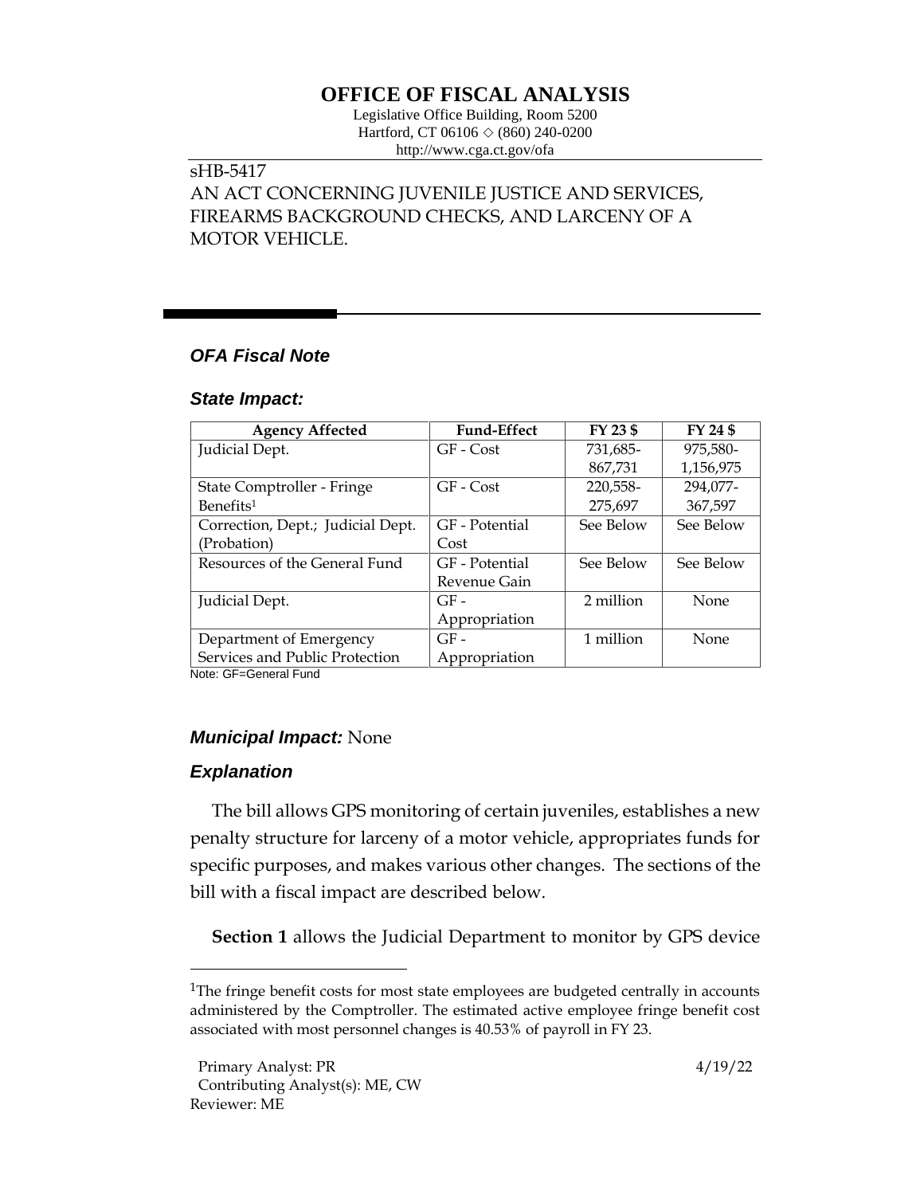# OFFICE OF FISCAL ANALYSIS

Legislative Office Building, Room 5200
Hartford, CT 06106 ◇ (860) 240-0200
http://www.cga.ct.gov/ofa

sHB-5417
AN ACT CONCERNING JUVENILE JUSTICE AND SERVICES, FIREARMS BACKGROUND CHECKS, AND LARCENY OF A MOTOR VEHICLE.

## *OFA Fiscal Note*

### *State Impact:*

| Agency Affected | Fund-Effect | FY 23 $ | FY 24 $ |
|---|---|---|---|
| Judicial Dept. | GF - Cost | 731,685-867,731 | 975,580-1,156,975 |
| State Comptroller - Fringe Benefits[1] | GF - Cost | 220,558-275,697 | 294,077-367,597 |
| Correction, Dept.; Judicial Dept. (Probation) | GF - Potential Cost | See Below | See Below |
| Resources of the General Fund | GF - Potential Revenue Gain | See Below | See Below |
| Judicial Dept. | GF - Appropriation | 2 million | None |
| Department of Emergency Services and Public Protection | GF - Appropriation | 1 million | None |

Note: GF=General Fund

### *Municipal Impact:* None

### *Explanation*

The bill allows GPS monitoring of certain juveniles, establishes a new penalty structure for larceny of a motor vehicle, appropriates funds for specific purposes, and makes various other changes. The sections of the bill with a fiscal impact are described below.

**Section 1** allows the Judicial Department to monitor by GPS device

[1]The fringe benefit costs for most state employees are budgeted centrally in accounts administered by the Comptroller. The estimated active employee fringe benefit cost associated with most personnel changes is 40.53% of payroll in FY 23.

Primary Analyst: PR
Contributing Analyst(s): ME, CW
Reviewer: ME

4/19/22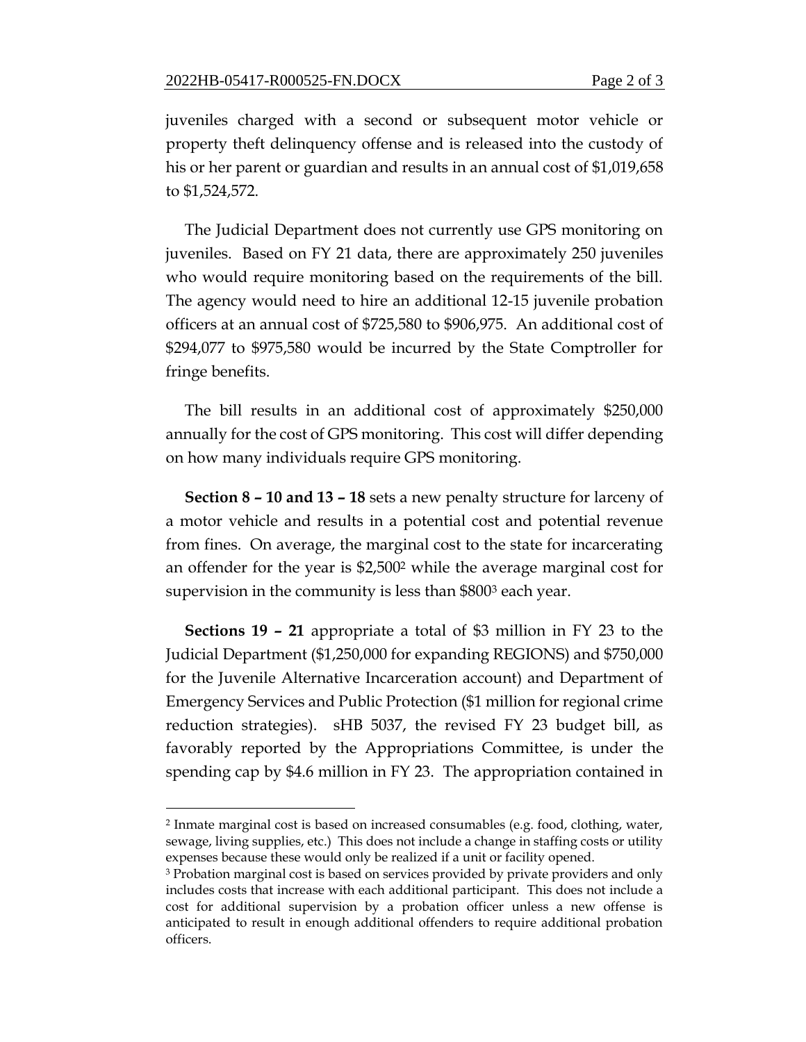juveniles charged with a second or subsequent motor vehicle or property theft delinquency offense and is released into the custody of his or her parent or guardian and results in an annual cost of $1,019,658 to $1,524,572.

The Judicial Department does not currently use GPS monitoring on juveniles. Based on FY 21 data, there are approximately 250 juveniles who would require monitoring based on the requirements of the bill. The agency would need to hire an additional 12-15 juvenile probation officers at an annual cost of $725,580 to $906,975. An additional cost of $294,077 to $975,580 would be incurred by the State Comptroller for fringe benefits.

The bill results in an additional cost of approximately $250,000 annually for the cost of GPS monitoring. This cost will differ depending on how many individuals require GPS monitoring.

**Section 8 – 10 and 13 – 18** sets a new penalty structure for larceny of a motor vehicle and results in a potential cost and potential revenue from fines. On average, the marginal cost to the state for incarcerating an offender for the year is $2,500[2] while the average marginal cost for supervision in the community is less than $800[3] each year.

**Sections 19 – 21** appropriate a total of $3 million in FY 23 to the Judicial Department ($1,250,000 for expanding REGIONS) and $750,000 for the Juvenile Alternative Incarceration account) and Department of Emergency Services and Public Protection ($1 million for regional crime reduction strategies). sHB 5037, the revised FY 23 budget bill, as favorably reported by the Appropriations Committee, is under the spending cap by $4.6 million in FY 23. The appropriation contained in

---

[2] Inmate marginal cost is based on increased consumables (e.g. food, clothing, water, sewage, living supplies, etc.) This does not include a change in staffing costs or utility expenses because these would only be realized if a unit or facility opened.

[3] Probation marginal cost is based on services provided by private providers and only includes costs that increase with each additional participant. This does not include a cost for additional supervision by a probation officer unless a new offense is anticipated to result in enough additional offenders to require additional probation officers.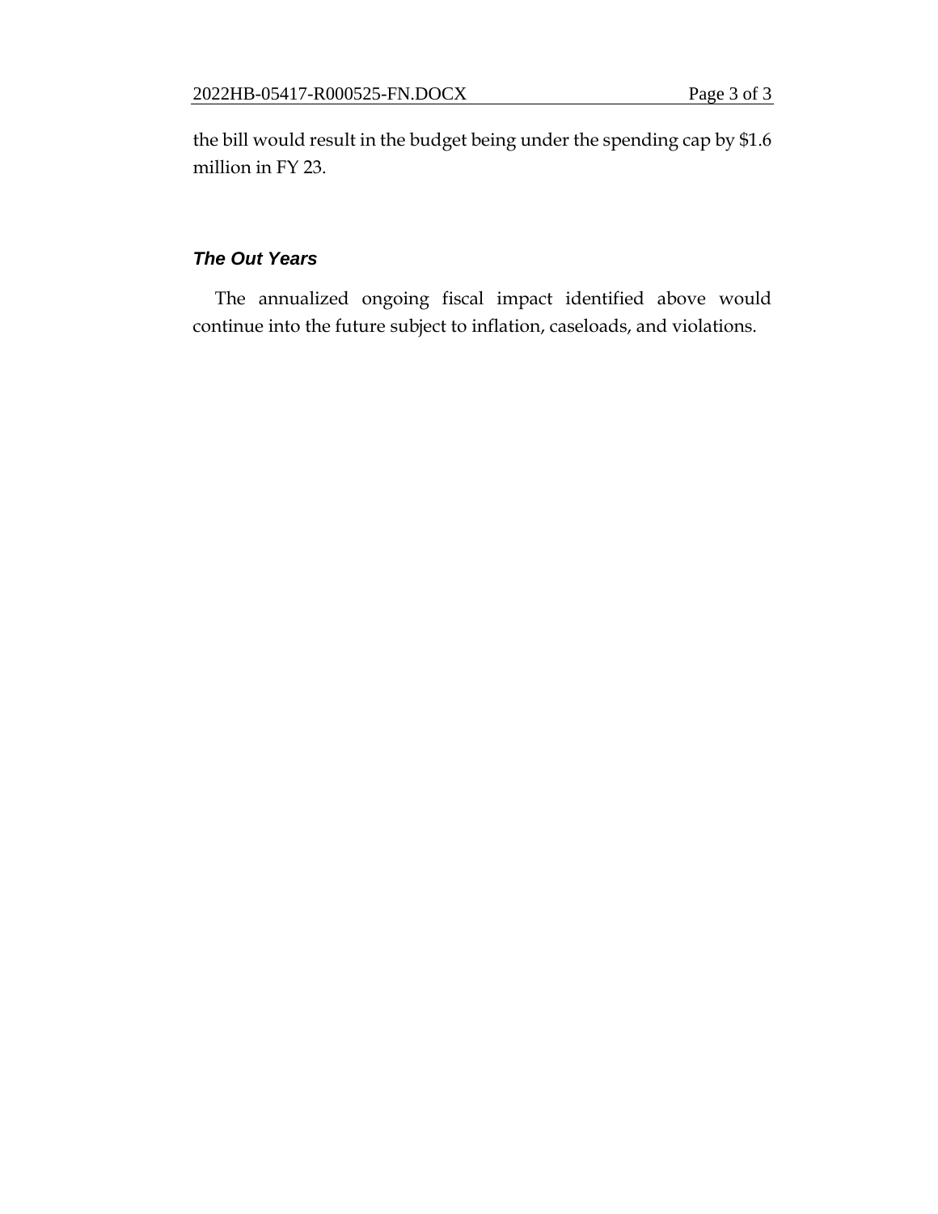the bill would result in the budget being under the spending cap by $1.6 million in FY 23.

### *The Out Years*

The annualized ongoing fiscal impact identified above would continue into the future subject to inflation, caseloads, and violations.